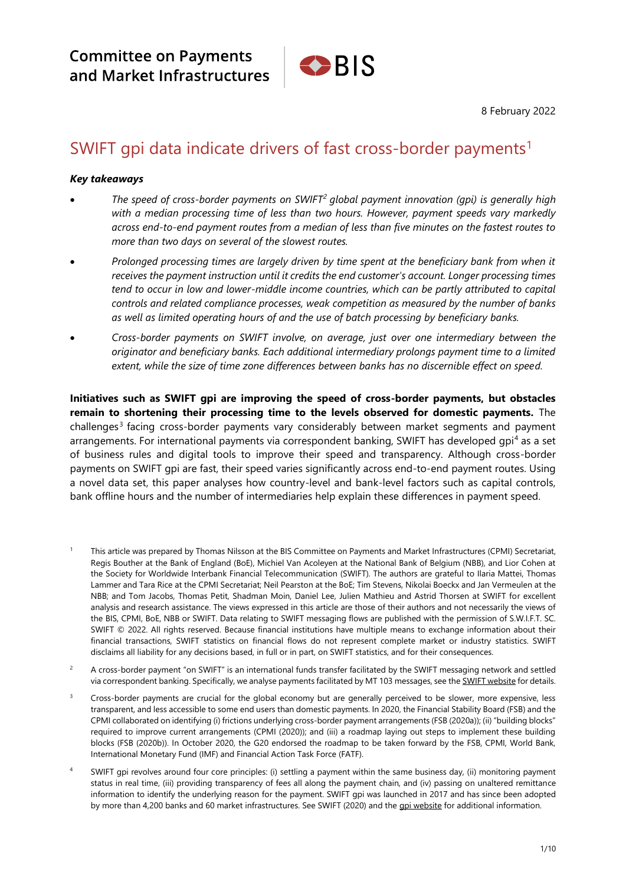Committee on Payments and Market Infrastructures

BIS

8 February 2022

# SWIFT gpi data indicate drivers of fast cross-border payments[1]

### *Key takeaways*

- *The speed of cross-border payments on SWIFT[2] global payment innovation (gpi) is generally high with a median processing time of less than two hours. However, payment speeds vary markedly across end-to-end payment routes from a median of less than five minutes on the fastest routes to more than two days on several of the slowest routes.*
- *Prolonged processing times are largely driven by time spent at the beneficiary bank from when it receives the payment instruction until it credits the end customer's account. Longer processing times tend to occur in low and lower-middle income countries, which can be partly attributed to capital controls and related compliance processes, weak competition as measured by the number of banks as well as limited operating hours of and the use of batch processing by beneficiary banks.*
- *Cross-border payments on SWIFT involve, on average, just over one intermediary between the originator and beneficiary banks. Each additional intermediary prolongs payment time to a limited extent, while the size of time zone differences between banks has no discernible effect on speed.*

**Initiatives such as SWIFT gpi are improving the speed of cross-border payments, but obstacles remain to shortening their processing time to the levels observed for domestic payments.** The challenges[3] facing cross-border payments vary considerably between market segments and payment arrangements. For international payments via correspondent banking, SWIFT has developed gpi[4] as a set of business rules and digital tools to improve their speed and transparency. Although cross-border payments on SWIFT gpi are fast, their speed varies significantly across end-to-end payment routes. Using a novel data set, this paper analyses how country-level and bank-level factors such as capital controls, bank offline hours and the number of intermediaries help explain these differences in payment speed.

---

[1] This article was prepared by Thomas Nilsson at the BIS Committee on Payments and Market Infrastructures (CPMI) Secretariat, Regis Bouther at the Bank of England (BoE), Michiel Van Acoleyen at the National Bank of Belgium (NBB), and Lior Cohen at the Society for Worldwide Interbank Financial Telecommunication (SWIFT). The authors are grateful to Ilaria Mattei, Thomas Lammer and Tara Rice at the CPMI Secretariat; Neil Pearston at the BoE; Tim Stevens, Nikolai Boeckx and Jan Vermeulen at the NBB; and Tom Jacobs, Thomas Petit, Shadman Moin, Daniel Lee, Julien Mathieu and Astrid Thorsen at SWIFT for excellent analysis and research assistance. The views expressed in this article are those of their authors and not necessarily the views of the BIS, CPMI, BoE, NBB or SWIFT. Data relating to SWIFT messaging flows are published with the permission of S.W.I.F.T. SC. SWIFT © 2022. All rights reserved. Because financial institutions have multiple means to exchange information about their financial transactions, SWIFT statistics on financial flows do not represent complete market or industry statistics. SWIFT disclaims all liability for any decisions based, in full or in part, on SWIFT statistics, and for their consequences.

[2] A cross-border payment "on SWIFT" is an international funds transfer facilitated by the SWIFT messaging network and settled via correspondent banking. Specifically, we analyse payments facilitated by MT 103 messages, see the SWIFT website for details.

[3] Cross-border payments are crucial for the global economy but are generally perceived to be slower, more expensive, less transparent, and less accessible to some end users than domestic payments. In 2020, the Financial Stability Board (FSB) and the CPMI collaborated on identifying (i) frictions underlying cross-border payment arrangements (FSB (2020a)); (ii) "building blocks" required to improve current arrangements (CPMI (2020)); and (iii) a roadmap laying out steps to implement these building blocks (FSB (2020b)). In October 2020, the G20 endorsed the roadmap to be taken forward by the FSB, CPMI, World Bank, International Monetary Fund (IMF) and Financial Action Task Force (FATF).

[4] SWIFT gpi revolves around four core principles: (i) settling a payment within the same business day, (ii) monitoring payment status in real time, (iii) providing transparency of fees all along the payment chain, and (iv) passing on unaltered remittance information to identify the underlying reason for the payment. SWIFT gpi was launched in 2017 and has since been adopted by more than 4,200 banks and 60 market infrastructures. See SWIFT (2020) and the gpi website for additional information.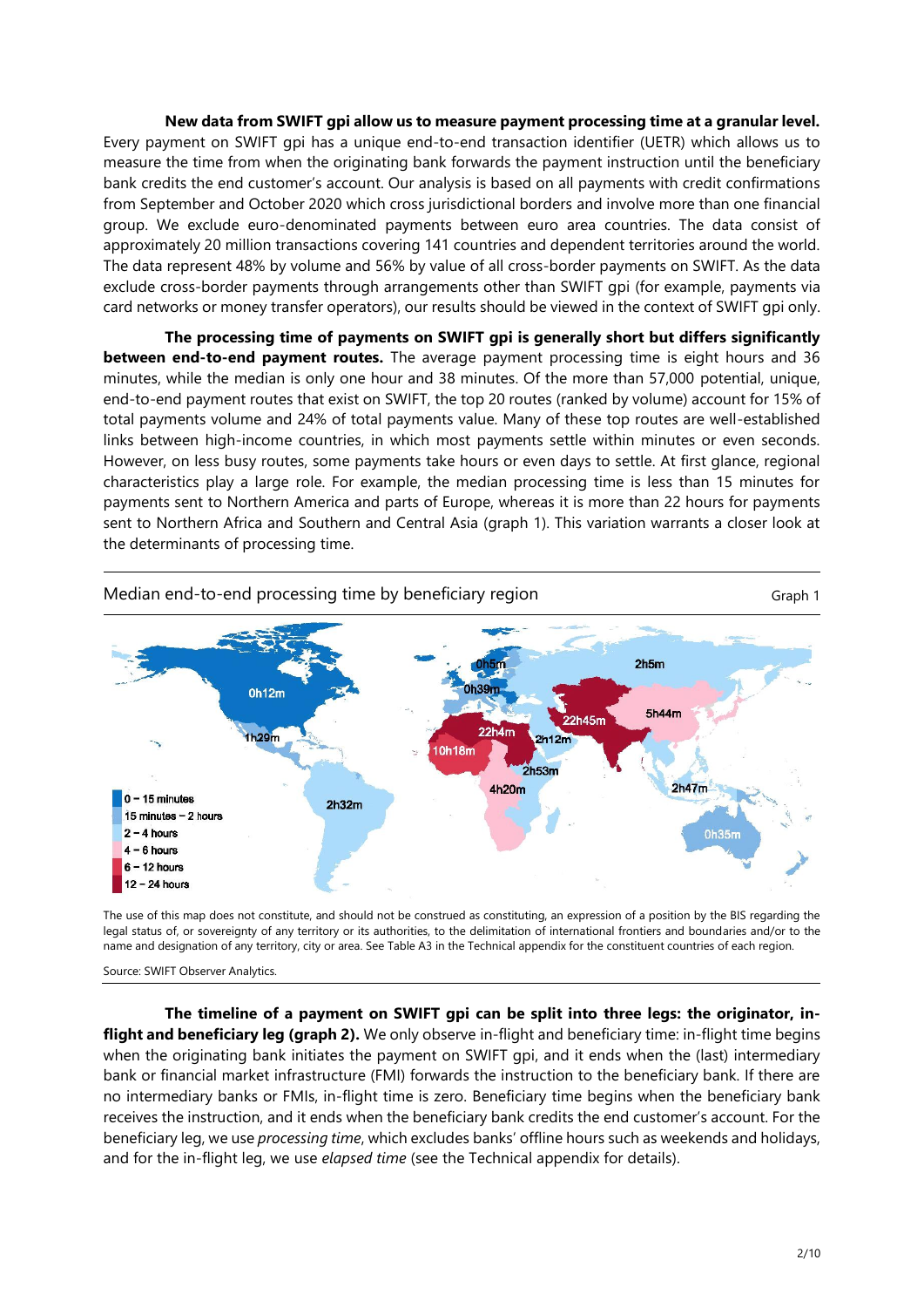**New data from SWIFT gpi allow us to measure payment processing time at a granular level.** Every payment on SWIFT gpi has a unique end-to-end transaction identifier (UETR) which allows us to measure the time from when the originating bank forwards the payment instruction until the beneficiary bank credits the end customer's account. Our analysis is based on all payments with credit confirmations from September and October 2020 which cross jurisdictional borders and involve more than one financial group. We exclude euro-denominated payments between euro area countries. The data consist of approximately 20 million transactions covering 141 countries and dependent territories around the world. The data represent 48% by volume and 56% by value of all cross-border payments on SWIFT. As the data exclude cross-border payments through arrangements other than SWIFT gpi (for example, payments via card networks or money transfer operators), our results should be viewed in the context of SWIFT gpi only.

**The processing time of payments on SWIFT gpi is generally short but differs significantly between end-to-end payment routes.** The average payment processing time is eight hours and 36 minutes, while the median is only one hour and 38 minutes. Of the more than 57,000 potential, unique, end-to-end payment routes that exist on SWIFT, the top 20 routes (ranked by volume) account for 15% of total payments volume and 24% of total payments value. Many of these top routes are well-established links between high-income countries, in which most payments settle within minutes or even seconds. However, on less busy routes, some payments take hours or even days to settle. At first glance, regional characteristics play a large role. For example, the median processing time is less than 15 minutes for payments sent to Northern America and parts of Europe, whereas it is more than 22 hours for payments sent to Northern Africa and Southern and Central Asia (graph 1). This variation warrants a closer look at the determinants of processing time.

Median end-to-end processing time by beneficiary region

Graph 1

0h12m
1h29m
2h32m
0h5m
0h39m
2h5m
22h4m
10h18m
22h45m
2h12m
2h53m
4h20m
5h44m
2h47m
0h35m

0 – 15 minutes
15 minutes – 2 hours
2 – 4 hours
4 – 6 hours
6 – 12 hours
12 – 24 hours

The use of this map does not constitute, and should not be construed as constituting, an expression of a position by the BIS regarding the legal status of, or sovereignty of any territory or its authorities, to the delimitation of international frontiers and boundaries and/or to the name and designation of any territory, city or area. See Table A3 in the Technical appendix for the constituent countries of each region.

Source: SWIFT Observer Analytics.

**The timeline of a payment on SWIFT gpi can be split into three legs: the originator, in-flight and beneficiary leg (graph 2).** We only observe in-flight and beneficiary time: in-flight time begins when the originating bank initiates the payment on SWIFT gpi, and it ends when the (last) intermediary bank or financial market infrastructure (FMI) forwards the instruction to the beneficiary bank. If there are no intermediary banks or FMIs, in-flight time is zero. Beneficiary time begins when the beneficiary bank receives the instruction, and it ends when the beneficiary bank credits the end customer's account. For the beneficiary leg, we use *processing time*, which excludes banks' offline hours such as weekends and holidays, and for the in-flight leg, we use *elapsed time* (see the Technical appendix for details).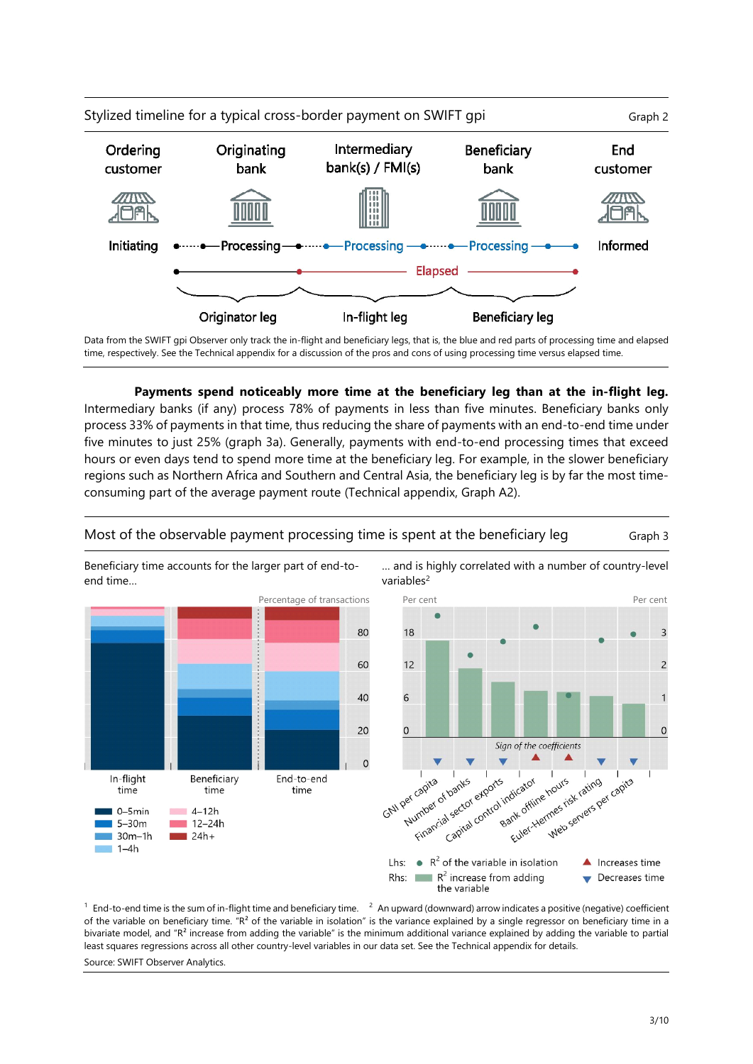Stylized timeline for a typical cross-border payment on SWIFT gpi — Graph 2

Ordering customer
Originating bank
Intermediary bank(s) / FMI(s)
Beneficiary bank
End customer

Initiating
Processing
Processing
Processing
Informed
Elapsed
Originator leg
In-flight leg
Beneficiary leg

Data from the SWIFT gpi Observer only track the in-flight and beneficiary legs, that is, the blue and red parts of processing time and elapsed time, respectively. See the Technical appendix for a discussion of the pros and cons of using processing time versus elapsed time.

**Payments spend noticeably more time at the beneficiary leg than at the in-flight leg.** Intermediary banks (if any) process 78% of payments in less than five minutes. Beneficiary banks only process 33% of payments in that time, thus reducing the share of payments with an end-to-end time under five minutes to just 25% (graph 3a). Generally, payments with end-to-end processing times that exceed hours or even days tend to spend more time at the beneficiary leg. For example, in the slower beneficiary regions such as Northern Africa and Southern and Central Asia, the beneficiary leg is by far the most time-consuming part of the average payment route (Technical appendix, Graph A2).

Most of the observable payment processing time is spent at the beneficiary leg — Graph 3

Beneficiary time accounts for the larger part of end-to-end time...

Percentage of transactions

80
60
40
20
0

In-flight time
Beneficiary time
End-to-end time

0–5min
5–30m
30m–1h
1–4h
4–12h
12–24h
24h+

... and is highly correlated with a number of country-level variables[2]

Per cent
18
12
6
0

Per cent
3
2
1
0

Sign of the coefficients

GNI per capita
Number of banks
Financial sector exports
Capital control indicator
Bank offline hours
Euler-Hermes risk rating
Web servers per capita

Lhs: ● $R^2$ of the variable in isolation
Rhs: $R^2$ increase from adding the variable
▲ Increases time
▼ Decreases time

[1] End-to-end time is the sum of in-flight time and beneficiary time. [2] An upward (downward) arrow indicates a positive (negative) coefficient of the variable on beneficiary time. "$R^2$ of the variable in isolation" is the variance explained by a single regressor on beneficiary time in a bivariate model, and "$R^2$ increase from adding the variable" is the minimum additional variance explained by adding the variable to partial least squares regressions across all other country-level variables in our data set. See the Technical appendix for details.

Source: SWIFT Observer Analytics.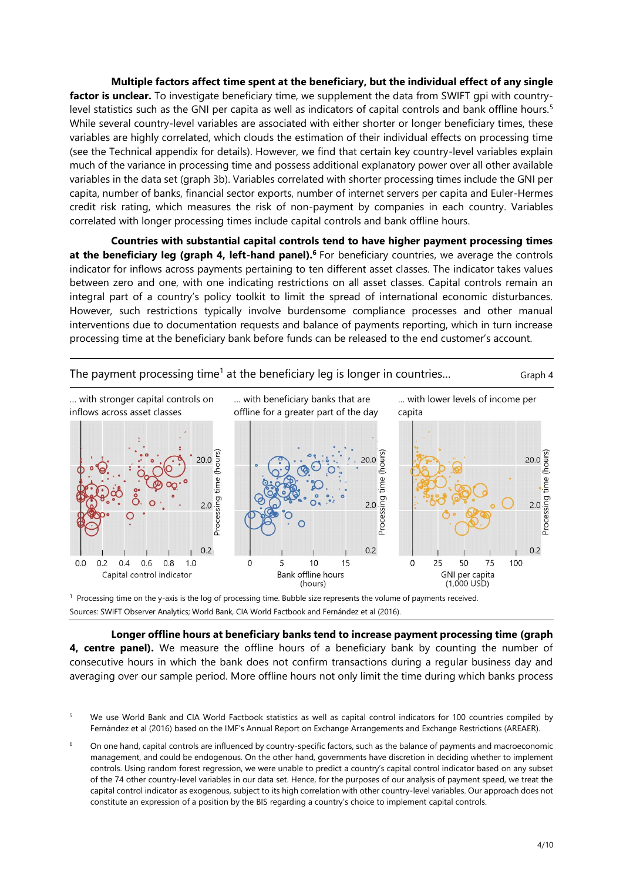**Multiple factors affect time spent at the beneficiary, but the individual effect of any single factor is unclear.** To investigate beneficiary time, we supplement the data from SWIFT gpi with country-level statistics such as the GNI per capita as well as indicators of capital controls and bank offline hours.[5] While several country-level variables are associated with either shorter or longer beneficiary times, these variables are highly correlated, which clouds the estimation of their individual effects on processing time (see the Technical appendix for details). However, we find that certain key country-level variables explain much of the variance in processing time and possess additional explanatory power over all other available variables in the data set (graph 3b). Variables correlated with shorter processing times include the GNI per capita, number of banks, financial sector exports, number of internet servers per capita and Euler-Hermes credit risk rating, which measures the risk of non-payment by companies in each country. Variables correlated with longer processing times include capital controls and bank offline hours.

**Countries with substantial capital controls tend to have higher payment processing times at the beneficiary leg (graph 4, left-hand panel).**[6] For beneficiary countries, we average the controls indicator for inflows across payments pertaining to ten different asset classes. The indicator takes values between zero and one, with one indicating restrictions on all asset classes. Capital controls remain an integral part of a country's policy toolkit to limit the spread of international economic disturbances. However, such restrictions typically involve burdensome compliance processes and other manual interventions due to documentation requests and balance of payments reporting, which in turn increase processing time at the beneficiary bank before funds can be released to the end customer's account.

The payment processing time[1] at the beneficiary leg is longer in countries… — Graph 4

… with stronger capital controls on inflows across asset classes

Processing time (hours)
20.0
2.0
0.2
0.0 0.2 0.4 0.6 0.8 1.0
Capital control indicator

… with beneficiary banks that are offline for a greater part of the day

Processing time (hours)
20.0
2.0
0.2
0 5 10 15
Bank offline hours (hours)

… with lower levels of income per capita

Processing time (hours)
20.0
2.0
0.2
0 25 50 75 100
GNI per capita (1,000 USD)

[1] Processing time on the y-axis is the log of processing time. Bubble size represents the volume of payments received.

Sources: SWIFT Observer Analytics; World Bank, CIA World Factbook and Fernández et al (2016).

**Longer offline hours at beneficiary banks tend to increase payment processing time (graph 4, centre panel).** We measure the offline hours of a beneficiary bank by counting the number of consecutive hours in which the bank does not confirm transactions during a regular business day and averaging over our sample period. More offline hours not only limit the time during which banks process

[5] We use World Bank and CIA World Factbook statistics as well as capital control indicators for 100 countries compiled by Fernández et al (2016) based on the IMF's Annual Report on Exchange Arrangements and Exchange Restrictions (AREAER).

[6] On one hand, capital controls are influenced by country-specific factors, such as the balance of payments and macroeconomic management, and could be endogenous. On the other hand, governments have discretion in deciding whether to implement controls. Using random forest regression, we were unable to predict a country's capital control indicator based on any subset of the 74 other country-level variables in our data set. Hence, for the purposes of our analysis of payment speed, we treat the capital control indicator as exogenous, subject to its high correlation with other country-level variables. Our approach does not constitute an expression of a position by the BIS regarding a country's choice to implement capital controls.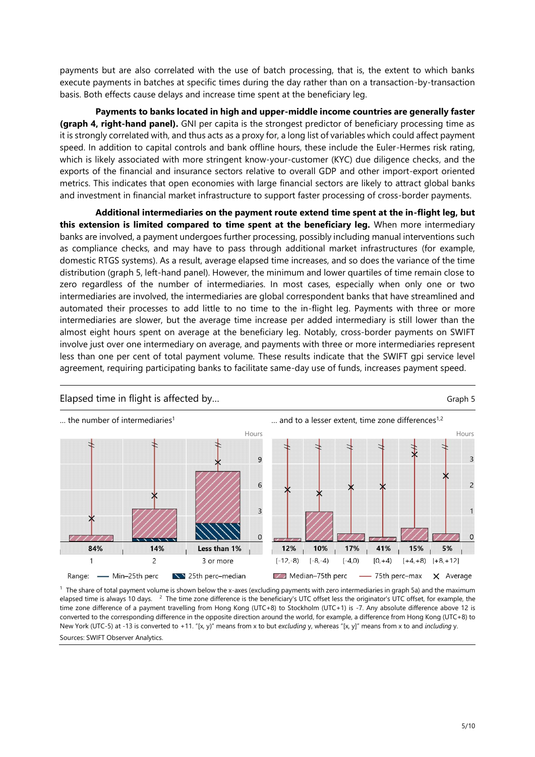payments but are also correlated with the use of batch processing, that is, the extent to which banks execute payments in batches at specific times during the day rather than on a transaction-by-transaction basis. Both effects cause delays and increase time spent at the beneficiary leg.

**Payments to banks located in high and upper-middle income countries are generally faster (graph 4, right-hand panel).** GNI per capita is the strongest predictor of beneficiary processing time as it is strongly correlated with, and thus acts as a proxy for, a long list of variables which could affect payment speed. In addition to capital controls and bank offline hours, these include the Euler-Hermes risk rating, which is likely associated with more stringent know-your-customer (KYC) due diligence checks, and the exports of the financial and insurance sectors relative to overall GDP and other import-export oriented metrics. This indicates that open economies with large financial sectors are likely to attract global banks and investment in financial market infrastructure to support faster processing of cross-border payments.

**Additional intermediaries on the payment route extend time spent at the in-flight leg, but this extension is limited compared to time spent at the beneficiary leg.** When more intermediary banks are involved, a payment undergoes further processing, possibly including manual interventions such as compliance checks, and may have to pass through additional market infrastructures (for example, domestic RTGS systems). As a result, average elapsed time increases, and so does the variance of the time distribution (graph 5, left-hand panel). However, the minimum and lower quartiles of time remain close to zero regardless of the number of intermediaries. In most cases, especially when only one or two intermediaries are involved, the intermediaries are global correspondent banks that have streamlined and automated their processes to add little to no time to the in-flight leg. Payments with three or more intermediaries are slower, but the average time increase per added intermediary is still lower than the almost eight hours spent on average at the beneficiary leg. Notably, cross-border payments on SWIFT involve just over one intermediary on average, and payments with three or more intermediaries represent less than one per cent of total payment volume. These results indicate that the SWIFT gpi service level agreement, requiring participating banks to facilitate same-day use of funds, increases payment speed.

Elapsed time in flight is affected by… Graph 5

… the number of intermediaries[1]

Hours

84% 14% Less than 1%

1 2 3 or more

… and to a lesser extent, time zone differences[1,2]

Hours

12% 10% 17% 41% 15% 5%

[-12,-8) [-8,-4) [-4,0) [0,+4) [+4,+8) [+8,+12]

Range: Min–25th perc 25th perc–median Median–75th perc 75th perc–max × Average

[1] The share of total payment volume is shown below the x-axes (excluding payments with zero intermediaries in graph 5a) and the maximum elapsed time is always 10 days. [2] The time zone difference is the beneficiary's UTC offset less the originator's UTC offset, for example, the time zone difference of a payment travelling from Hong Kong (UTC+8) to Stockholm (UTC+1) is -7. Any absolute difference above 12 is converted to the corresponding difference in the opposite direction around the world, for example, a difference from Hong Kong (UTC+8) to New York (UTC-5) at -13 is converted to +11. "[x, y)" means from x to but *excluding* y, whereas "[x, y]" means from x to and *including* y.

Sources: SWIFT Observer Analytics.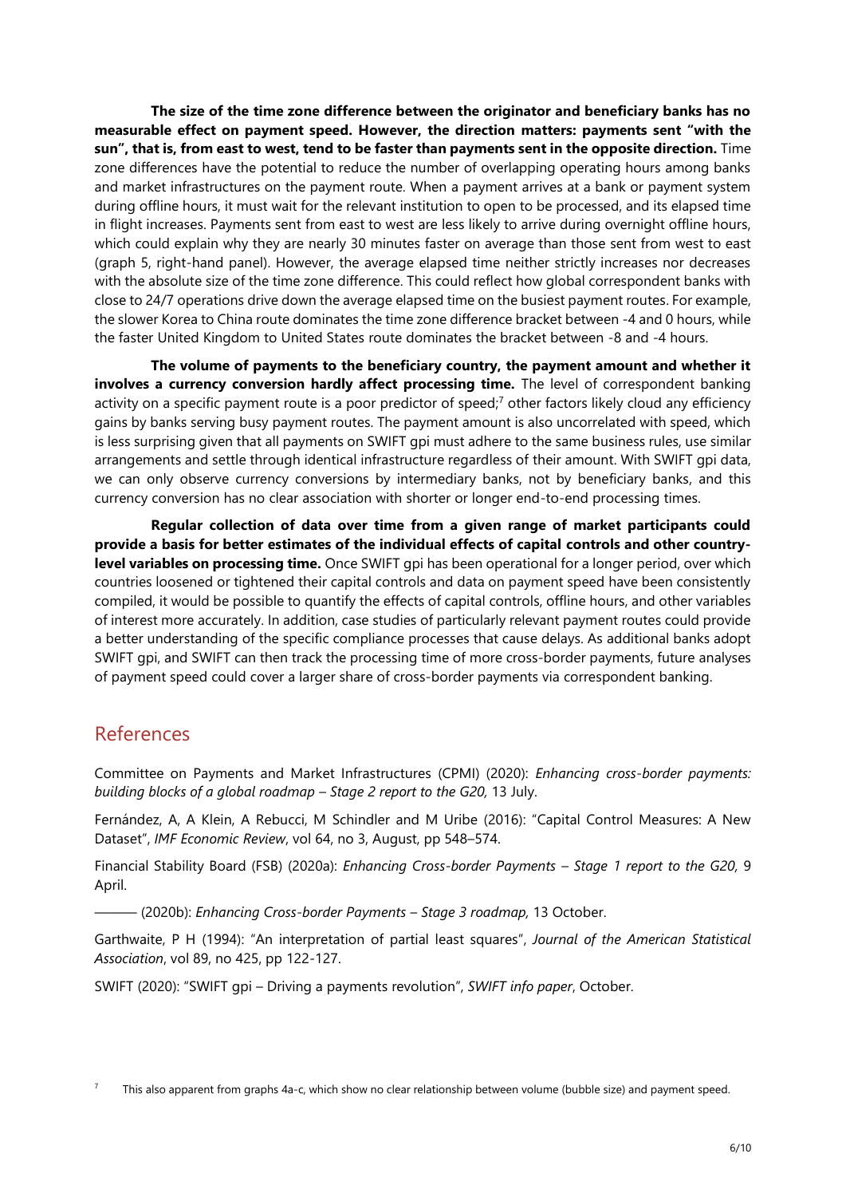**The size of the time zone difference between the originator and beneficiary banks has no measurable effect on payment speed. However, the direction matters: payments sent "with the sun", that is, from east to west, tend to be faster than payments sent in the opposite direction.** Time zone differences have the potential to reduce the number of overlapping operating hours among banks and market infrastructures on the payment route. When a payment arrives at a bank or payment system during offline hours, it must wait for the relevant institution to open to be processed, and its elapsed time in flight increases. Payments sent from east to west are less likely to arrive during overnight offline hours, which could explain why they are nearly 30 minutes faster on average than those sent from west to east (graph 5, right-hand panel). However, the average elapsed time neither strictly increases nor decreases with the absolute size of the time zone difference. This could reflect how global correspondent banks with close to 24/7 operations drive down the average elapsed time on the busiest payment routes. For example, the slower Korea to China route dominates the time zone difference bracket between -4 and 0 hours, while the faster United Kingdom to United States route dominates the bracket between -8 and -4 hours.

**The volume of payments to the beneficiary country, the payment amount and whether it involves a currency conversion hardly affect processing time.** The level of correspondent banking activity on a specific payment route is a poor predictor of speed;[7] other factors likely cloud any efficiency gains by banks serving busy payment routes. The payment amount is also uncorrelated with speed, which is less surprising given that all payments on SWIFT gpi must adhere to the same business rules, use similar arrangements and settle through identical infrastructure regardless of their amount. With SWIFT gpi data, we can only observe currency conversions by intermediary banks, not by beneficiary banks, and this currency conversion has no clear association with shorter or longer end-to-end processing times.

**Regular collection of data over time from a given range of market participants could provide a basis for better estimates of the individual effects of capital controls and other country-level variables on processing time.** Once SWIFT gpi has been operational for a longer period, over which countries loosened or tightened their capital controls and data on payment speed have been consistently compiled, it would be possible to quantify the effects of capital controls, offline hours, and other variables of interest more accurately. In addition, case studies of particularly relevant payment routes could provide a better understanding of the specific compliance processes that cause delays. As additional banks adopt SWIFT gpi, and SWIFT can then track the processing time of more cross-border payments, future analyses of payment speed could cover a larger share of cross-border payments via correspondent banking.

## References

Committee on Payments and Market Infrastructures (CPMI) (2020): *Enhancing cross-border payments: building blocks of a global roadmap – Stage 2 report to the G20,* 13 July.

Fernández, A, A Klein, A Rebucci, M Schindler and M Uribe (2016): "Capital Control Measures: A New Dataset", *IMF Economic Review*, vol 64, no 3, August, pp 548–574.

Financial Stability Board (FSB) (2020a): *Enhancing Cross-border Payments – Stage 1 report to the G20,* 9 April.

——— (2020b): *Enhancing Cross-border Payments – Stage 3 roadmap,* 13 October.

Garthwaite, P H (1994): "An interpretation of partial least squares", *Journal of the American Statistical Association*, vol 89, no 425, pp 122-127.

SWIFT (2020): "SWIFT gpi – Driving a payments revolution", *SWIFT info paper*, October.

[7] This also apparent from graphs 4a-c, which show no clear relationship between volume (bubble size) and payment speed.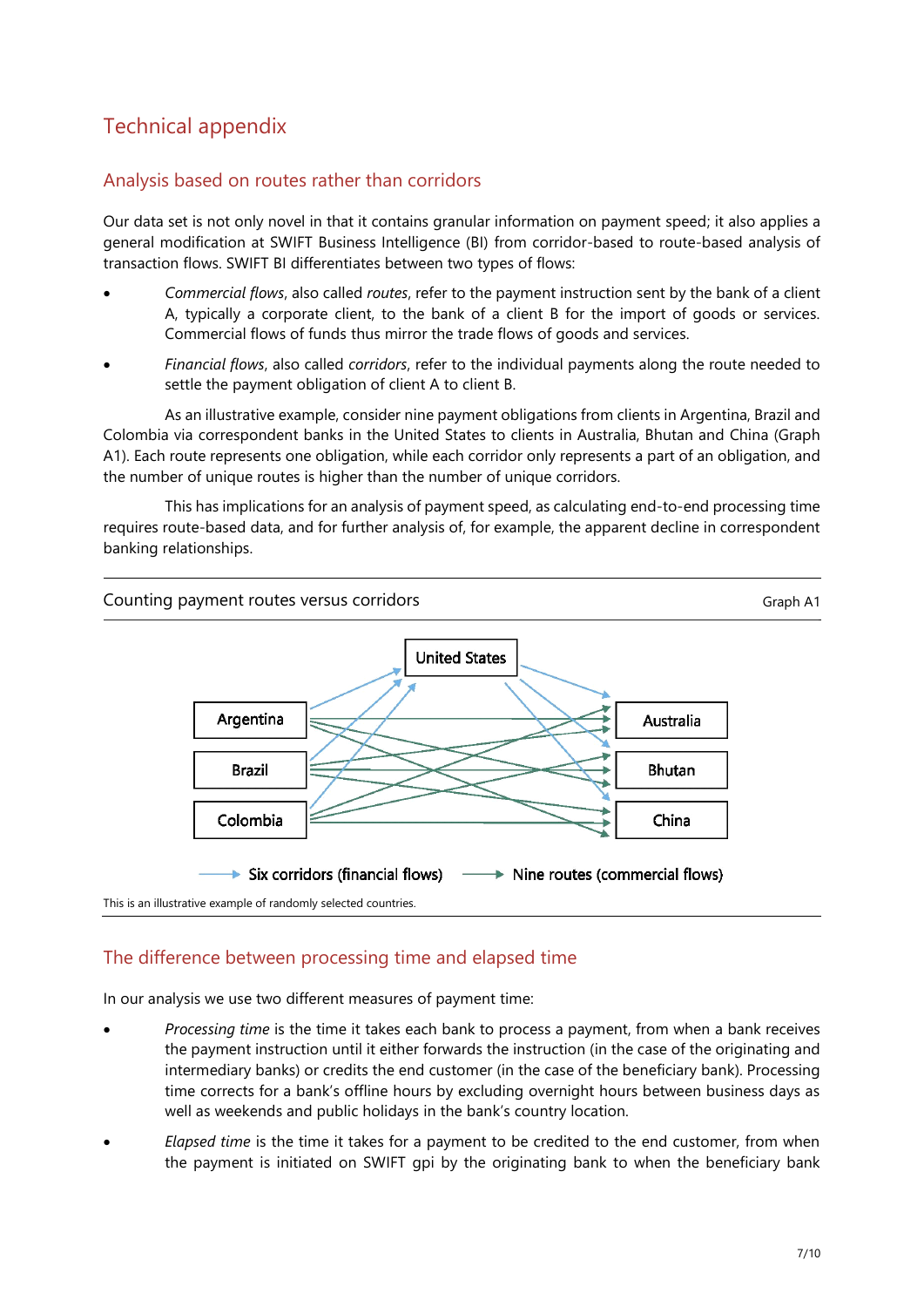# Technical appendix

## Analysis based on routes rather than corridors

Our data set is not only novel in that it contains granular information on payment speed; it also applies a general modification at SWIFT Business Intelligence (BI) from corridor-based to route-based analysis of transaction flows. SWIFT BI differentiates between two types of flows:

- *Commercial flows*, also called *routes*, refer to the payment instruction sent by the bank of a client A, typically a corporate client, to the bank of a client B for the import of goods or services. Commercial flows of funds thus mirror the trade flows of goods and services.
- *Financial flows*, also called *corridors*, refer to the individual payments along the route needed to settle the payment obligation of client A to client B.

As an illustrative example, consider nine payment obligations from clients in Argentina, Brazil and Colombia via correspondent banks in the United States to clients in Australia, Bhutan and China (Graph A1). Each route represents one obligation, while each corridor only represents a part of an obligation, and the number of unique routes is higher than the number of unique corridors.

This has implications for an analysis of payment speed, as calculating end-to-end processing time requires route-based data, and for further analysis of, for example, the apparent decline in correspondent banking relationships.

Counting payment routes versus corridors

Graph A1

United States

Argentina

Brazil

Colombia

Australia

Bhutan

China

Six corridors (financial flows)

Nine routes (commercial flows)

This is an illustrative example of randomly selected countries.

## The difference between processing time and elapsed time

In our analysis we use two different measures of payment time:

- *Processing time* is the time it takes each bank to process a payment, from when a bank receives the payment instruction until it either forwards the instruction (in the case of the originating and intermediary banks) or credits the end customer (in the case of the beneficiary bank). Processing time corrects for a bank's offline hours by excluding overnight hours between business days as well as weekends and public holidays in the bank's country location.
- *Elapsed time* is the time it takes for a payment to be credited to the end customer, from when the payment is initiated on SWIFT gpi by the originating bank to when the beneficiary bank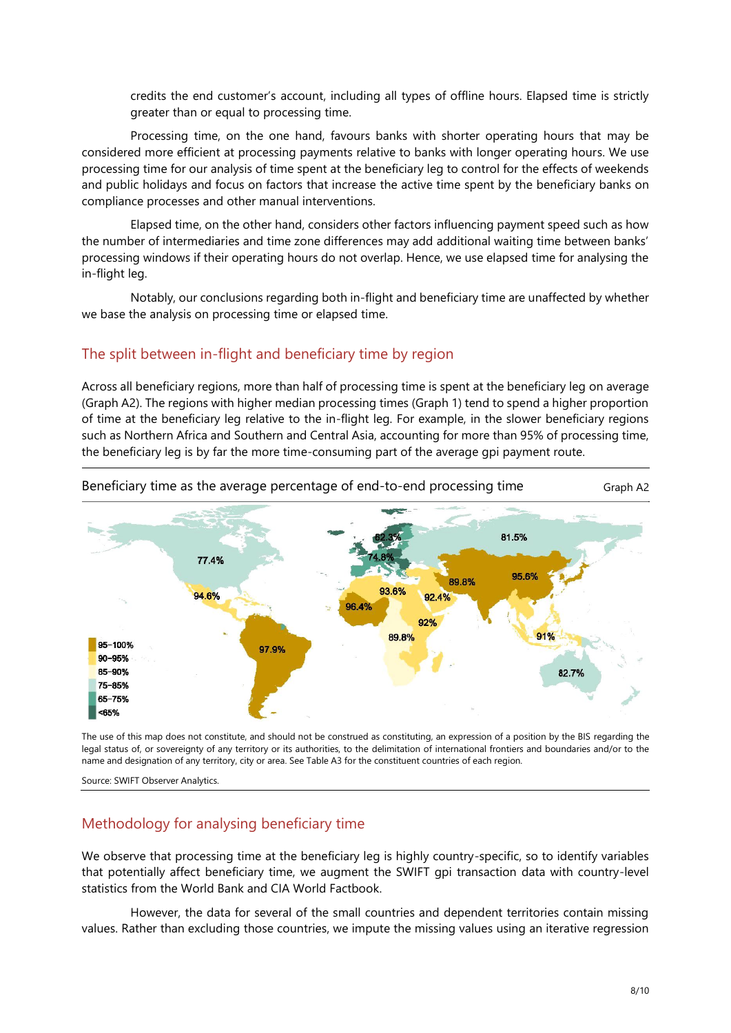credits the end customer's account, including all types of offline hours. Elapsed time is strictly greater than or equal to processing time.

Processing time, on the one hand, favours banks with shorter operating hours that may be considered more efficient at processing payments relative to banks with longer operating hours. We use processing time for our analysis of time spent at the beneficiary leg to control for the effects of weekends and public holidays and focus on factors that increase the active time spent by the beneficiary banks on compliance processes and other manual interventions.

Elapsed time, on the other hand, considers other factors influencing payment speed such as how the number of intermediaries and time zone differences may add additional waiting time between banks' processing windows if their operating hours do not overlap. Hence, we use elapsed time for analysing the in-flight leg.

Notably, our conclusions regarding both in-flight and beneficiary time are unaffected by whether we base the analysis on processing time or elapsed time.

## The split between in-flight and beneficiary time by region

Across all beneficiary regions, more than half of processing time is spent at the beneficiary leg on average (Graph A2). The regions with higher median processing times (Graph 1) tend to spend a higher proportion of time at the beneficiary leg relative to the in-flight leg. For example, in the slower beneficiary regions such as Northern Africa and Southern and Central Asia, accounting for more than 95% of processing time, the beneficiary leg is by far the more time-consuming part of the average gpi payment route.

Beneficiary time as the average percentage of end-to-end processing time

Graph A2

95–100%
90–95%
85–90%
75–85%
65–75%
<65%

77.4%
94.6%
97.9%
62.3%
74.8%
93.6%
96.4%
92.4%
92%
89.8%
89.8%
81.5%
95.6%
91%
82.7%

The use of this map does not constitute, and should not be construed as constituting, an expression of a position by the BIS regarding the legal status of, or sovereignty of any territory or its authorities, to the delimitation of international frontiers and boundaries and/or to the name and designation of any territory, city or area. See Table A3 for the constituent countries of each region.

Source: SWIFT Observer Analytics.

## Methodology for analysing beneficiary time

We observe that processing time at the beneficiary leg is highly country-specific, so to identify variables that potentially affect beneficiary time, we augment the SWIFT gpi transaction data with country-level statistics from the World Bank and CIA World Factbook.

However, the data for several of the small countries and dependent territories contain missing values. Rather than excluding those countries, we impute the missing values using an iterative regression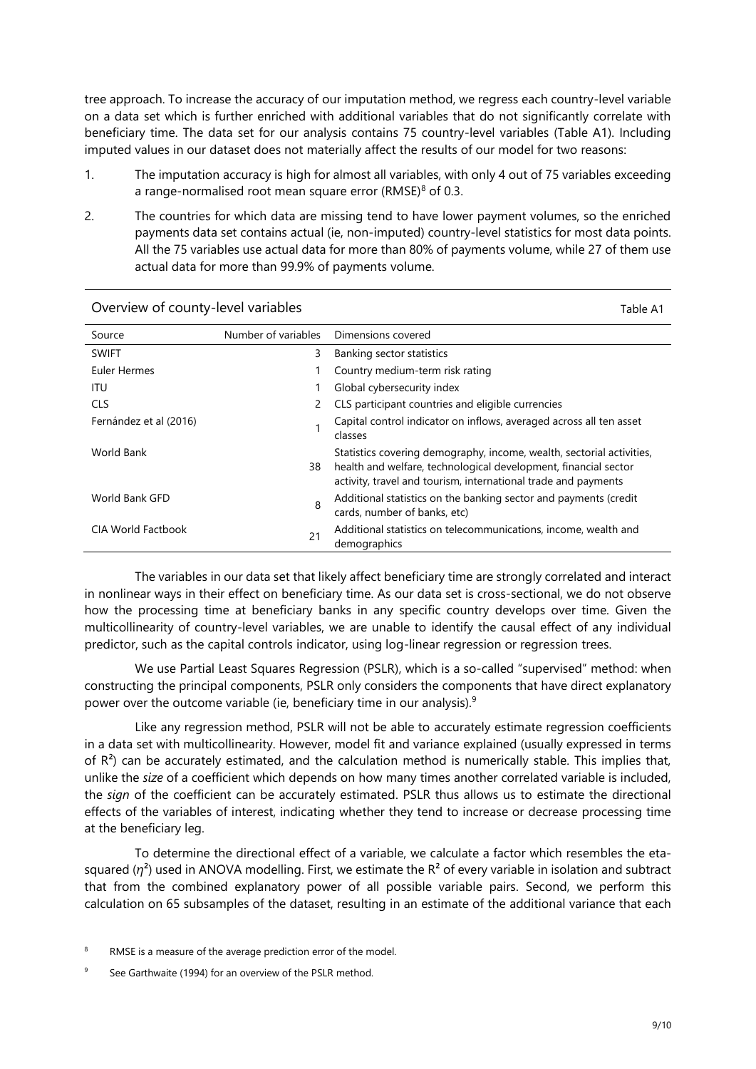tree approach. To increase the accuracy of our imputation method, we regress each country-level variable on a data set which is further enriched with additional variables that do not significantly correlate with beneficiary time. The data set for our analysis contains 75 country-level variables (Table A1). Including imputed values in our dataset does not materially affect the results of our model for two reasons:

1. The imputation accuracy is high for almost all variables, with only 4 out of 75 variables exceeding a range-normalised root mean square error (RMSE)[8] of 0.3.
2. The countries for which data are missing tend to have lower payment volumes, so the enriched payments data set contains actual (ie, non-imputed) country-level statistics for most data points. All the 75 variables use actual data for more than 80% of payments volume, while 27 of them use actual data for more than 99.9% of payments volume.

Overview of county-level variables — Table A1

| Source | Number of variables | Dimensions covered |
|---|---|---|
| SWIFT | 3 | Banking sector statistics |
| Euler Hermes | 1 | Country medium-term risk rating |
| ITU | 1 | Global cybersecurity index |
| CLS | 2 | CLS participant countries and eligible currencies |
| Fernández et al (2016) | 1 | Capital control indicator on inflows, averaged across all ten asset classes |
| World Bank | 38 | Statistics covering demography, income, wealth, sectorial activities, health and welfare, technological development, financial sector activity, travel and tourism, international trade and payments |
| World Bank GFD | 8 | Additional statistics on the banking sector and payments (credit cards, number of banks, etc) |
| CIA World Factbook | 21 | Additional statistics on telecommunications, income, wealth and demographics |

The variables in our data set that likely affect beneficiary time are strongly correlated and interact in nonlinear ways in their effect on beneficiary time. As our data set is cross-sectional, we do not observe how the processing time at beneficiary banks in any specific country develops over time. Given the multicollinearity of country-level variables, we are unable to identify the causal effect of any individual predictor, such as the capital controls indicator, using log-linear regression or regression trees.

We use Partial Least Squares Regression (PSLR), which is a so-called "supervised" method: when constructing the principal components, PSLR only considers the components that have direct explanatory power over the outcome variable (ie, beneficiary time in our analysis).[9]

Like any regression method, PSLR will not be able to accurately estimate regression coefficients in a data set with multicollinearity. However, model fit and variance explained (usually expressed in terms of $R^2$) can be accurately estimated, and the calculation method is numerically stable. This implies that, unlike the *size* of a coefficient which depends on how many times another correlated variable is included, the *sign* of the coefficient can be accurately estimated. PSLR thus allows us to estimate the directional effects of the variables of interest, indicating whether they tend to increase or decrease processing time at the beneficiary leg.

To determine the directional effect of a variable, we calculate a factor which resembles the eta-squared ($\eta^2$) used in ANOVA modelling. First, we estimate the $R^2$ of every variable in isolation and subtract that from the combined explanatory power of all possible variable pairs. Second, we perform this calculation on 65 subsamples of the dataset, resulting in an estimate of the additional variance that each

[8] RMSE is a measure of the average prediction error of the model.

[9] See Garthwaite (1994) for an overview of the PSLR method.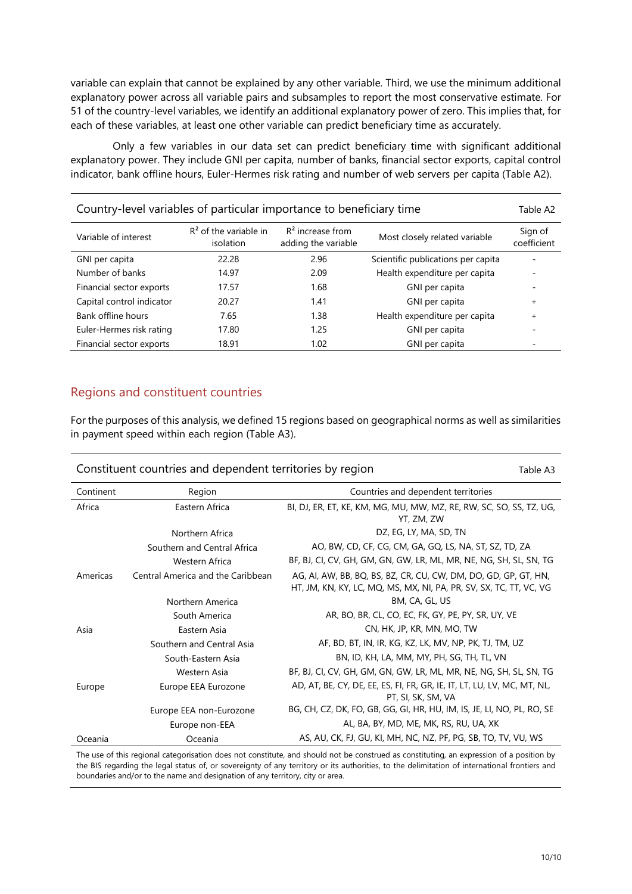variable can explain that cannot be explained by any other variable. Third, we use the minimum additional explanatory power across all variable pairs and subsamples to report the most conservative estimate. For 51 of the country-level variables, we identify an additional explanatory power of zero. This implies that, for each of these variables, at least one other variable can predict beneficiary time as accurately.

Only a few variables in our data set can predict beneficiary time with significant additional explanatory power. They include GNI per capita, number of banks, financial sector exports, capital control indicator, bank offline hours, Euler-Hermes risk rating and number of web servers per capita (Table A2).

**Country-level variables of particular importance to beneficiary time** — Table A2

| Variable of interest | $R^2$ of the variable in isolation | $R^2$ increase from adding the variable | Most closely related variable | Sign of coefficient |
|---|---|---|---|---|
| GNI per capita | 22.28 | 2.96 | Scientific publications per capita | - |
| Number of banks | 14.97 | 2.09 | Health expenditure per capita | - |
| Financial sector exports | 17.57 | 1.68 | GNI per capita | - |
| Capital control indicator | 20.27 | 1.41 | GNI per capita | + |
| Bank offline hours | 7.65 | 1.38 | Health expenditure per capita | + |
| Euler-Hermes risk rating | 17.80 | 1.25 | GNI per capita | - |
| Financial sector exports | 18.91 | 1.02 | GNI per capita | - |

## Regions and constituent countries

For the purposes of this analysis, we defined 15 regions based on geographical norms as well as similarities in payment speed within each region (Table A3).

**Constituent countries and dependent territories by region** — Table A3

| Continent | Region | Countries and dependent territories |
|---|---|---|
| Africa | Eastern Africa | BI, DJ, ER, ET, KE, KM, MG, MU, MW, MZ, RE, RW, SC, SO, SS, TZ, UG, YT, ZM, ZW |
| | Northern Africa | DZ, EG, LY, MA, SD, TN |
| | Southern and Central Africa | AO, BW, CD, CF, CG, CM, GA, GQ, LS, NA, ST, SZ, TD, ZA |
| | Western Africa | BF, BJ, CI, CV, GH, GM, GN, GW, LR, ML, MR, NE, NG, SH, SL, SN, TG |
| Americas | Central America and the Caribbean | AG, AI, AW, BB, BQ, BS, BZ, CR, CU, CW, DM, DO, GD, GP, GT, HN, HT, JM, KN, KY, LC, MQ, MS, MX, NI, PA, PR, SV, SX, TC, TT, VC, VG |
| | Northern America | BM, CA, GL, US |
| | South America | AR, BO, BR, CL, CO, EC, FK, GY, PE, PY, SR, UY, VE |
| Asia | Eastern Asia | CN, HK, JP, KR, MN, MO, TW |
| | Southern and Central Asia | AF, BD, BT, IN, IR, KG, KZ, LK, MV, NP, PK, TJ, TM, UZ |
| | South-Eastern Asia | BN, ID, KH, LA, MM, MY, PH, SG, TH, TL, VN |
| | Western Asia | BF, BJ, CI, CV, GH, GM, GN, GW, LR, ML, MR, NE, NG, SH, SL, SN, TG |
| Europe | Europe EEA Eurozone | AD, AT, BE, CY, DE, EE, ES, FI, FR, GR, IE, IT, LT, LU, LV, MC, MT, NL, PT, SI, SK, SM, VA |
| | Europe EEA non-Eurozone | BG, CH, CZ, DK, FO, GB, GG, GI, HR, HU, IM, IS, JE, LI, NO, PL, RO, SE |
| | Europe non-EEA | AL, BA, BY, MD, ME, MK, RS, RU, UA, XK |
| Oceania | Oceania | AS, AU, CK, FJ, GU, KI, MH, NC, NZ, PF, PG, SB, TO, TV, VU, WS |

The use of this regional categorisation does not constitute, and should not be construed as constituting, an expression of a position by the BIS regarding the legal status of, or sovereignty of any territory or its authorities, to the delimitation of international frontiers and boundaries and/or to the name and designation of any territory, city or area.